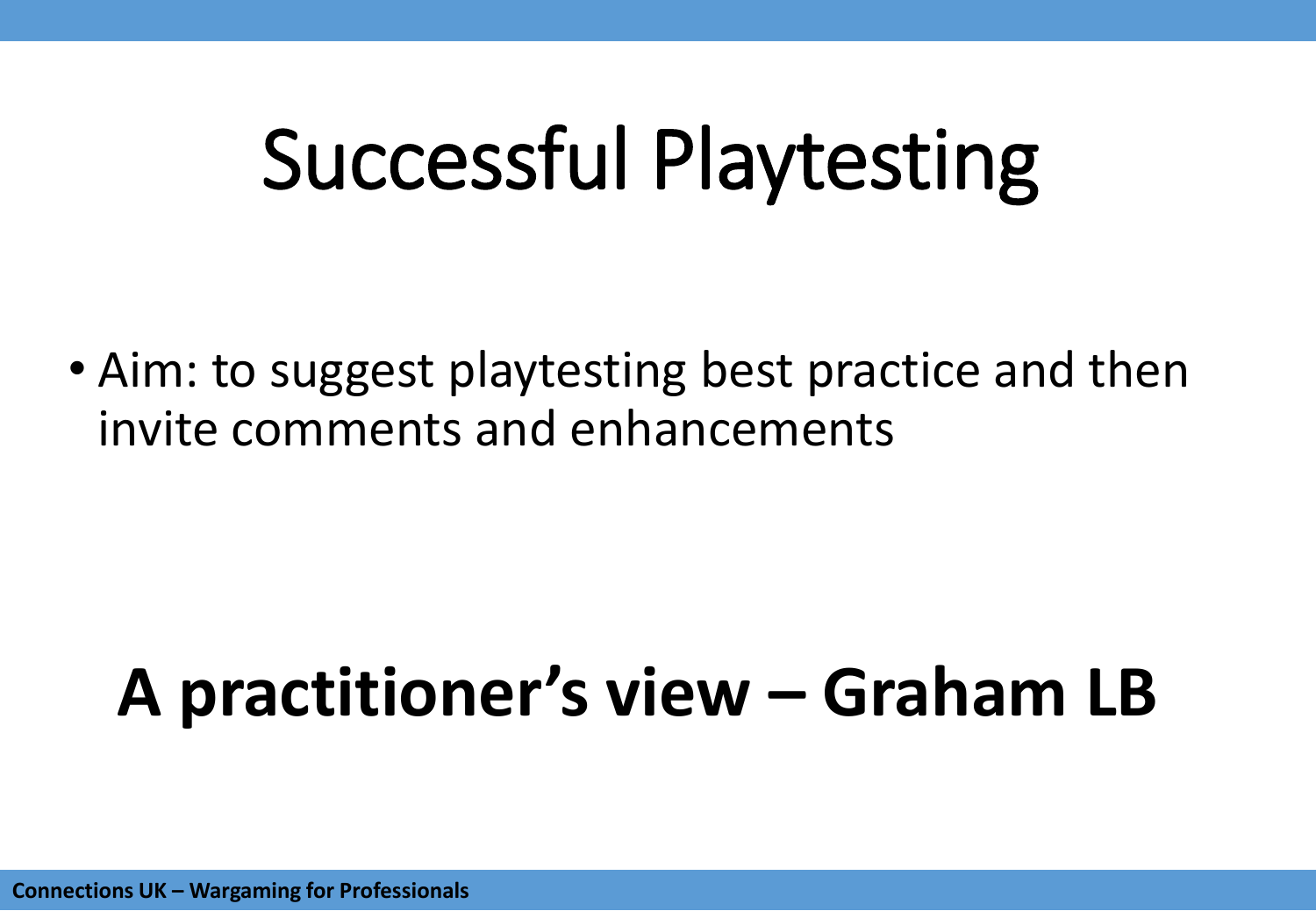# Successful Playtesting

- Aim: to suggest playtesting best practice and then invite comments and enhancements

**A practitioner's view – Graham LB**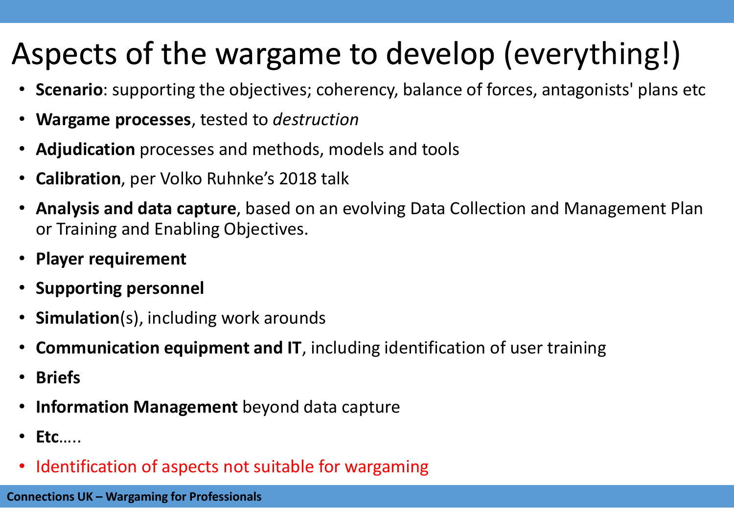# Aspects of the wargame to develop (everything!)

- **Scenario**: supporting the objectives; coherency, balance of forces, antagonists' plans etc
- **Wargame processes**, tested to *destruction*
- **Adjudication** processes and methods, models and tools
- **Calibration**, per Volko Ruhnke's 2018 talk
- **Analysis and data capture**, based on an evolving Data Collection and Management Plan or Training and Enabling Objectives.
- **Player requirement**
- **Supporting personnel**
- **Simulation**(s), including work arounds
- **Communication equipment and IT**, including identification of user training
- **Briefs**
- **Information Management** beyond data capture
- **Etc**…..
- Identification of aspects not suitable for wargaming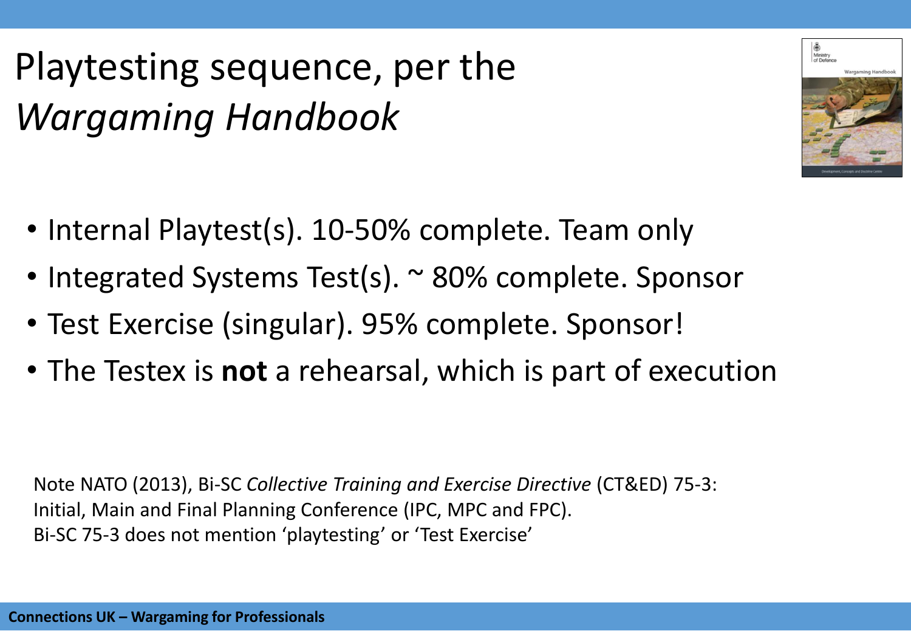# Playtesting sequence, per the *Wargaming Handbook*

- Internal Playtest(s). 10-50% complete. Team only
- Integrated Systems Test(s). ~ 80% complete. Sponsor
- Test Exercise (singular). 95% complete. Sponsor!
- The Testex is **not** a rehearsal, which is part of execution

Note NATO (2013), Bi-SC *Collective Training and Exercise Directive* (CT&ED) 75-3:
Initial, Main and Final Planning Conference (IPC, MPC and FPC).
Bi-SC 75-3 does not mention 'playtesting' or 'Test Exercise'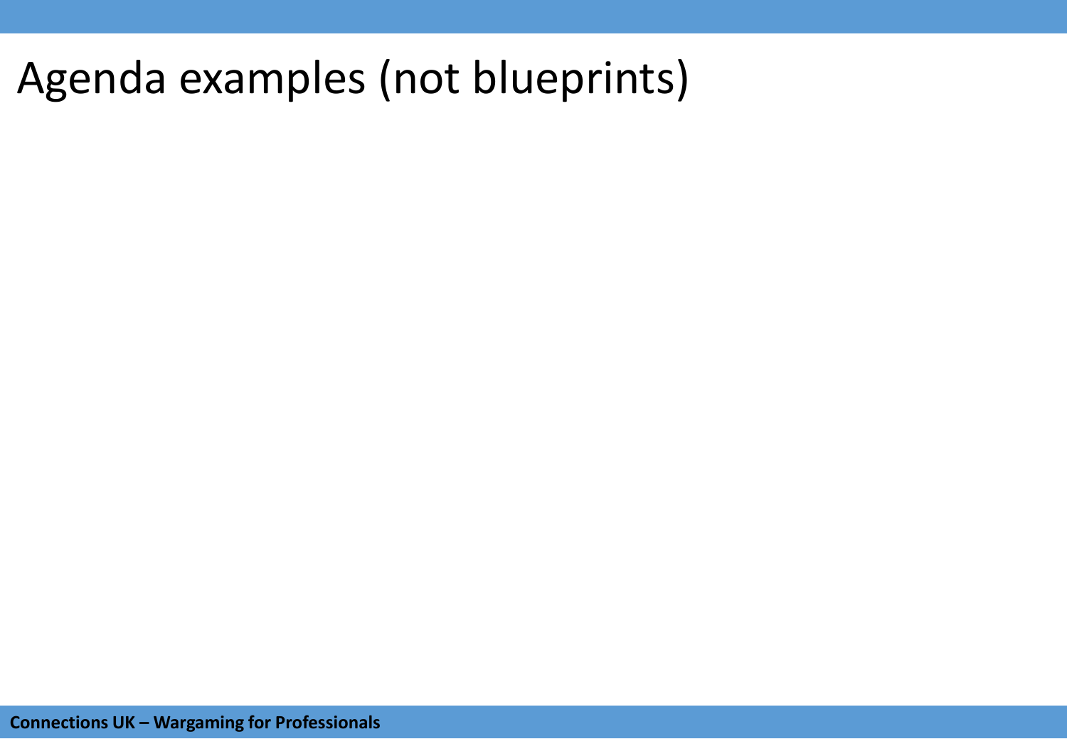# Agenda examples (not blueprints)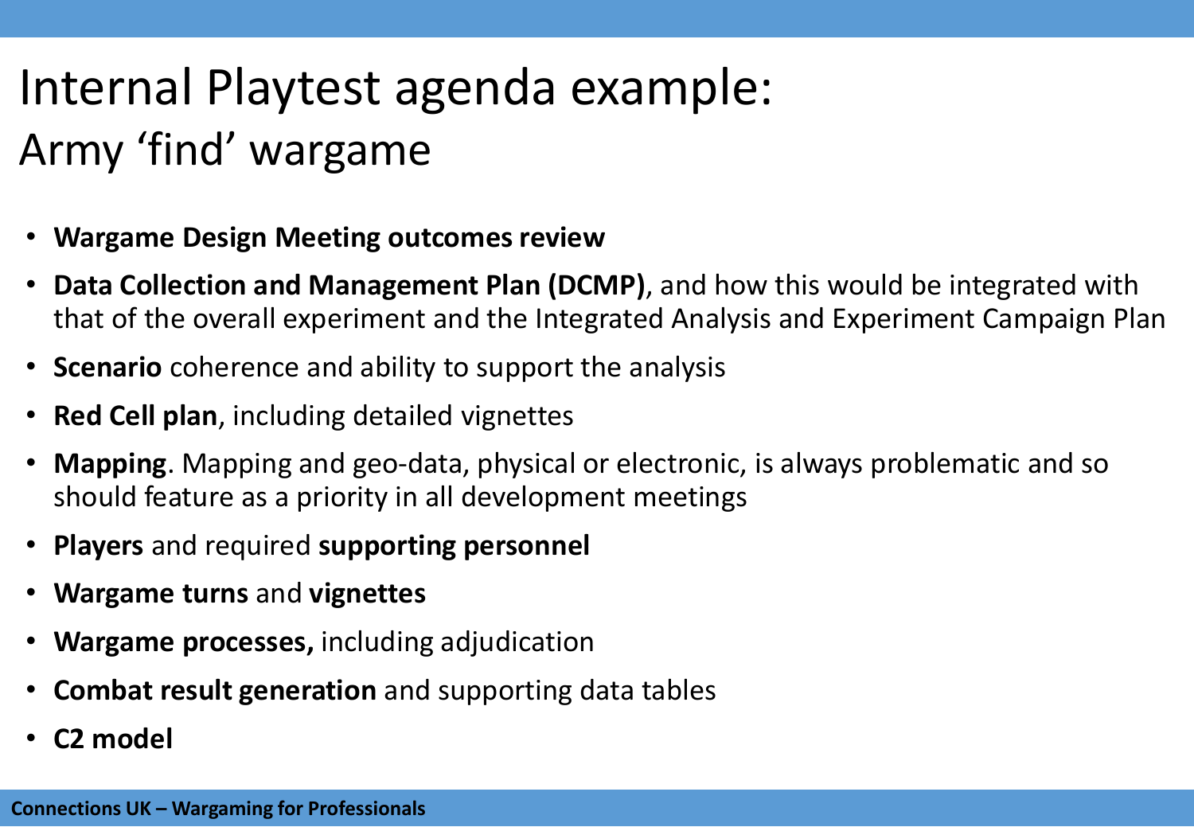# Internal Playtest agenda example:
## Army 'find' wargame

- **Wargame Design Meeting outcomes review**
- **Data Collection and Management Plan (DCMP)**, and how this would be integrated with that of the overall experiment and the Integrated Analysis and Experiment Campaign Plan
- **Scenario** coherence and ability to support the analysis
- **Red Cell plan**, including detailed vignettes
- **Mapping**. Mapping and geo-data, physical or electronic, is always problematic and so should feature as a priority in all development meetings
- **Players** and required **supporting personnel**
- **Wargame turns** and **vignettes**
- **Wargame processes,** including adjudication
- **Combat result generation** and supporting data tables
- **C2 model**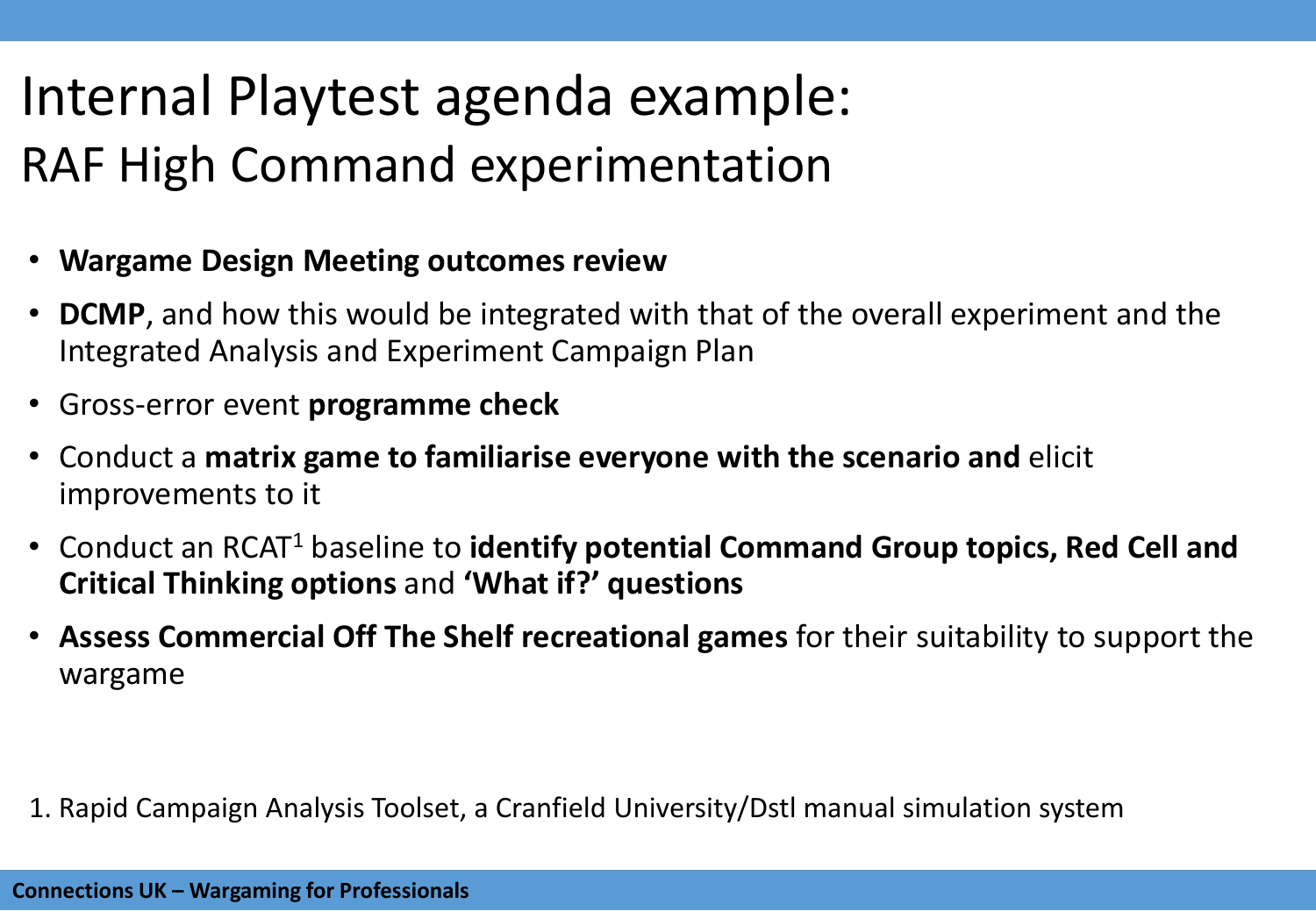# Internal Playtest agenda example:

## RAF High Command experimentation

- **Wargame Design Meeting outcomes review**
- **DCMP**, and how this would be integrated with that of the overall experiment and the Integrated Analysis and Experiment Campaign Plan
- Gross-error event **programme check**
- Conduct a **matrix game to familiarise everyone with the scenario and** elicit improvements to it
- Conduct an RCAT[1] baseline to **identify potential Command Group topics, Red Cell and Critical Thinking options** and **'What if?' questions**
- **Assess Commercial Off The Shelf recreational games** for their suitability to support the wargame

1. Rapid Campaign Analysis Toolset, a Cranfield University/Dstl manual simulation system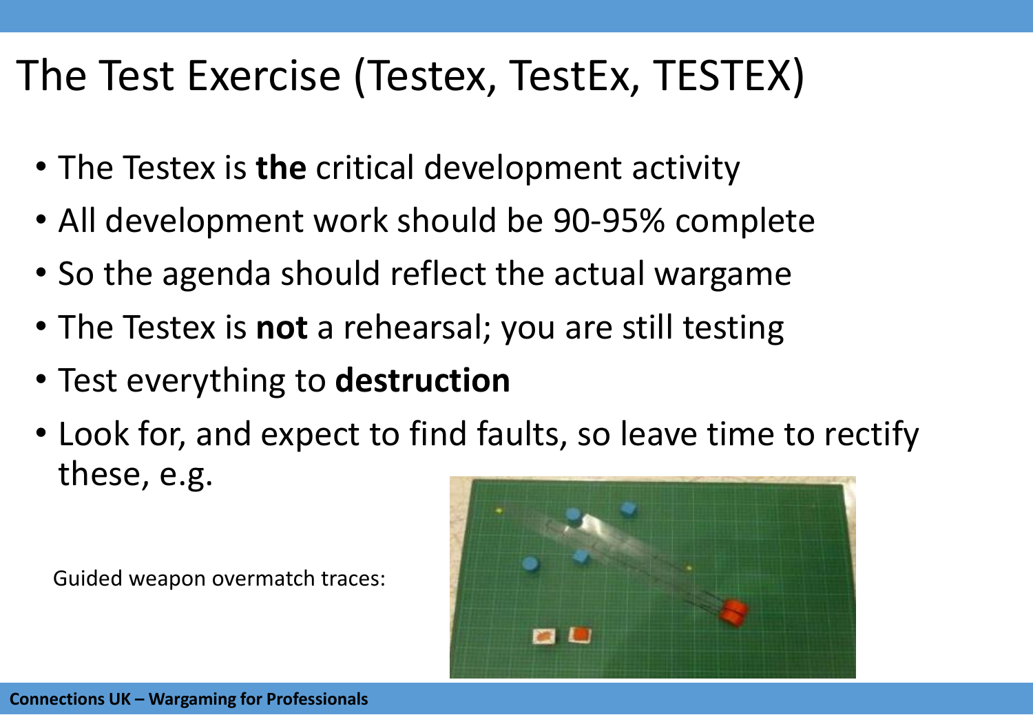# The Test Exercise (Testex, TestEx, TESTEX)

- The Testex is **the** critical development activity
- All development work should be 90-95% complete
- So the agenda should reflect the actual wargame
- The Testex is **not** a rehearsal; you are still testing
- Test everything to **destruction**
- Look for, and expect to find faults, so leave time to rectify these, e.g.

Guided weapon overmatch traces:

Connections UK – Wargaming for Professionals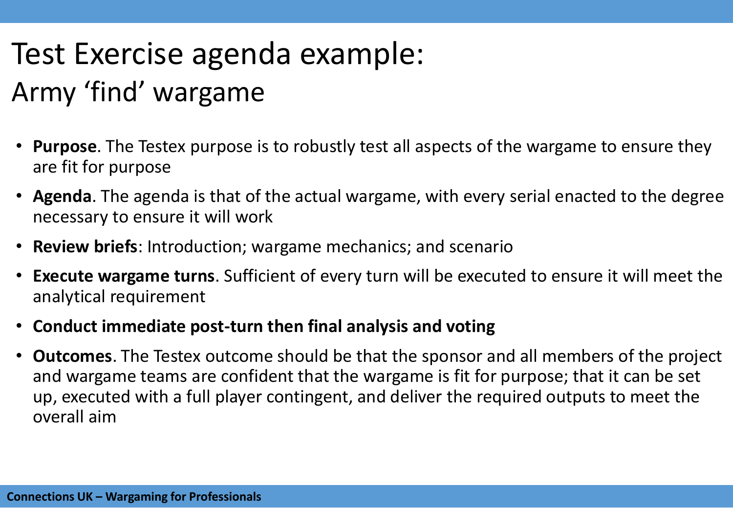# Test Exercise agenda example:
## Army 'find' wargame

- **Purpose**. The Testex purpose is to robustly test all aspects of the wargame to ensure they are fit for purpose
- **Agenda**. The agenda is that of the actual wargame, with every serial enacted to the degree necessary to ensure it will work
- **Review briefs**: Introduction; wargame mechanics; and scenario
- **Execute wargame turns**. Sufficient of every turn will be executed to ensure it will meet the analytical requirement
- **Conduct immediate post-turn then final analysis and voting**
- **Outcomes**. The Testex outcome should be that the sponsor and all members of the project and wargame teams are confident that the wargame is fit for purpose; that it can be set up, executed with a full player contingent, and deliver the required outputs to meet the overall aim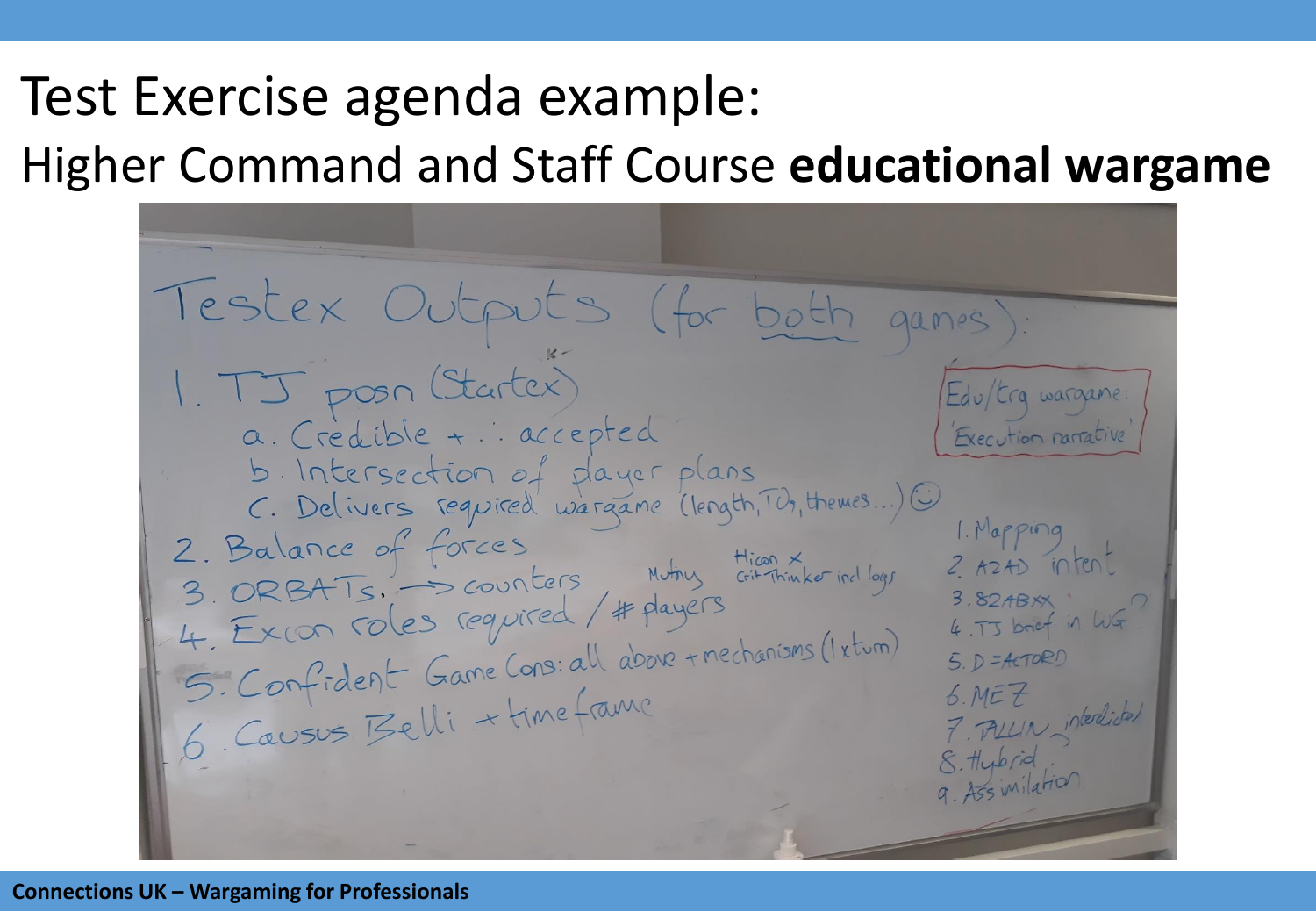# Test Exercise agenda example:

## Higher Command and Staff Course **educational wargame**

Testex Outputs (for both games):

1. TJ posn (Startex)
   a. Credible + ∴ accepted
   b. Intersection of player plans
   c. Delivers required wargame (length, TOs, themes...) ☺
2. Balance of forces
3. ORBATs. → counters  Mutiny  Hicon × Crit Thinker incl logs
4. Excon roles required / # players
5. Confident Game Cons: all above + mechanisms (1 × turn)
6. Causus Belli + timeframe

Edu/trg wargame: 'Execution narrative'

1. Mapping
2. A2AD intent
3. 82ABxx
4. TJ brief in WG?
5. D = ACTORD
6. MEZ
7. TALLIN interdicted
8. Hybrid
9. Assimilation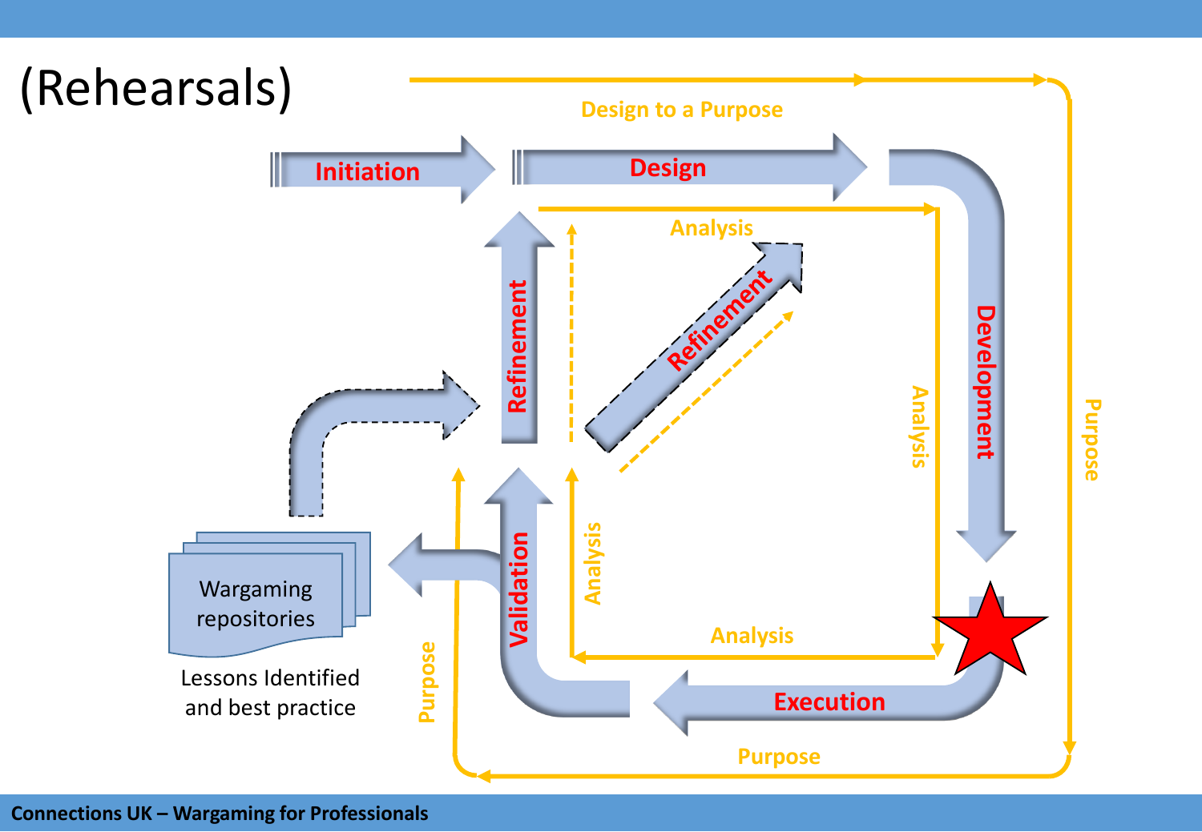# (Rehearsals)

Design to a Purpose

Initiation

Design

Analysis

Refinement

Refinement

Development

Analysis

Purpose

Wargaming repositories

Lessons Identified and best practice

Validation

Analysis

Analysis

Purpose

Execution

Purpose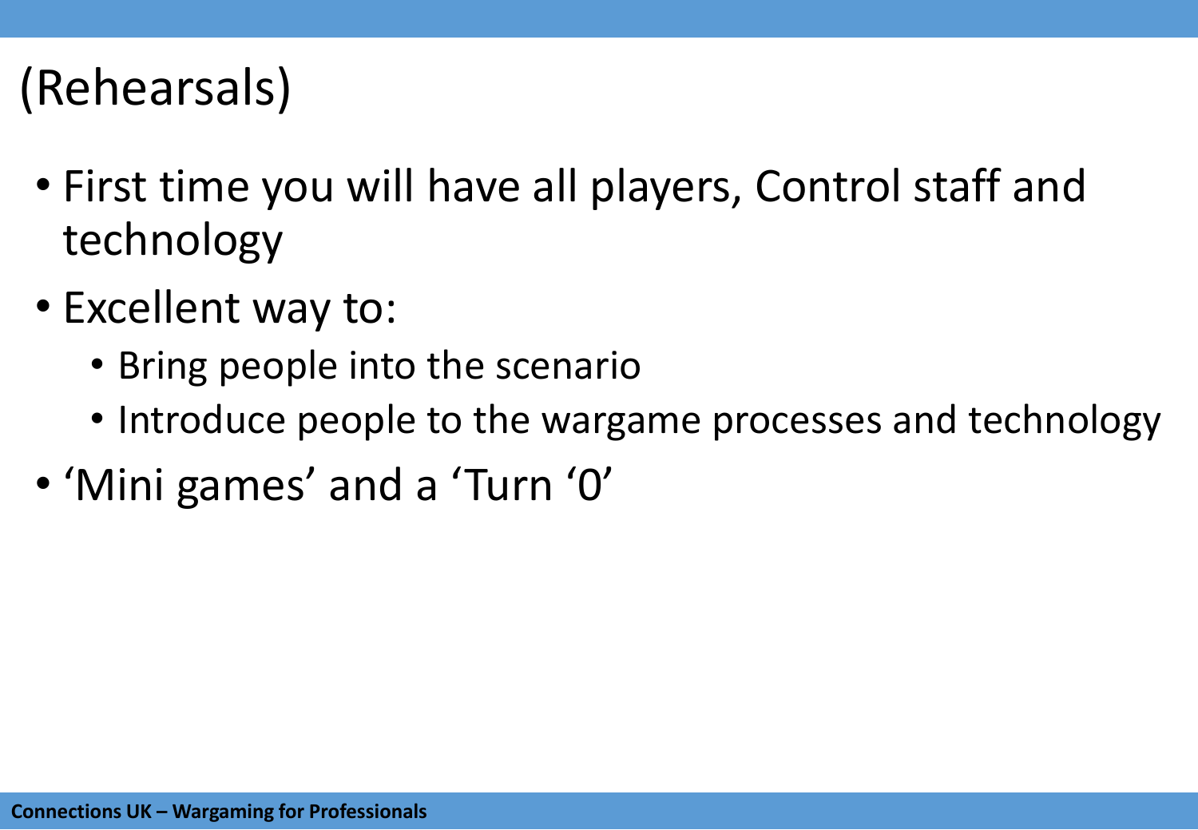# (Rehearsals)

- First time you will have all players, Control staff and technology
- Excellent way to:
  - Bring people into the scenario
  - Introduce people to the wargame processes and technology
- ‘Mini games’ and a ‘Turn ‘0’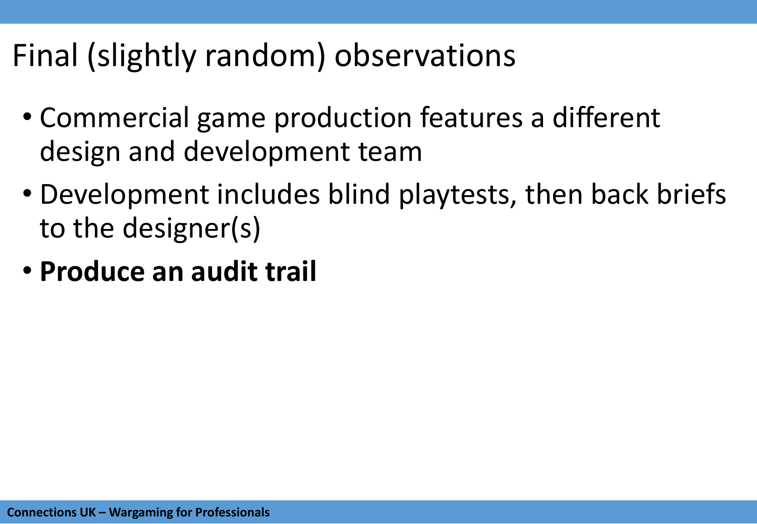# Final (slightly random) observations

- Commercial game production features a different design and development team
- Development includes blind playtests, then back briefs to the designer(s)
- **Produce an audit trail**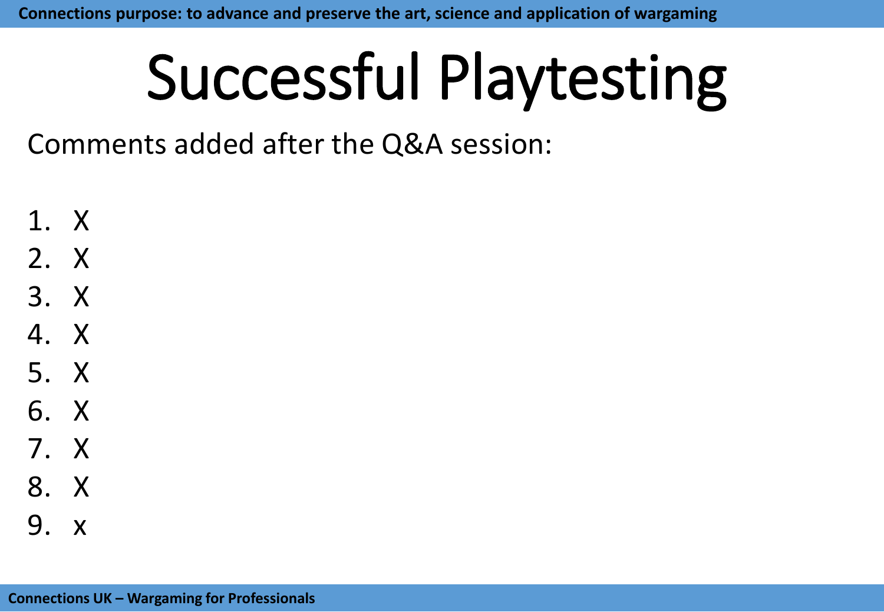# Successful Playtesting

Comments added after the Q&A session:

1. X
2. X
3. X
4. X
5. X
6. X
7. X
8. X
9. x